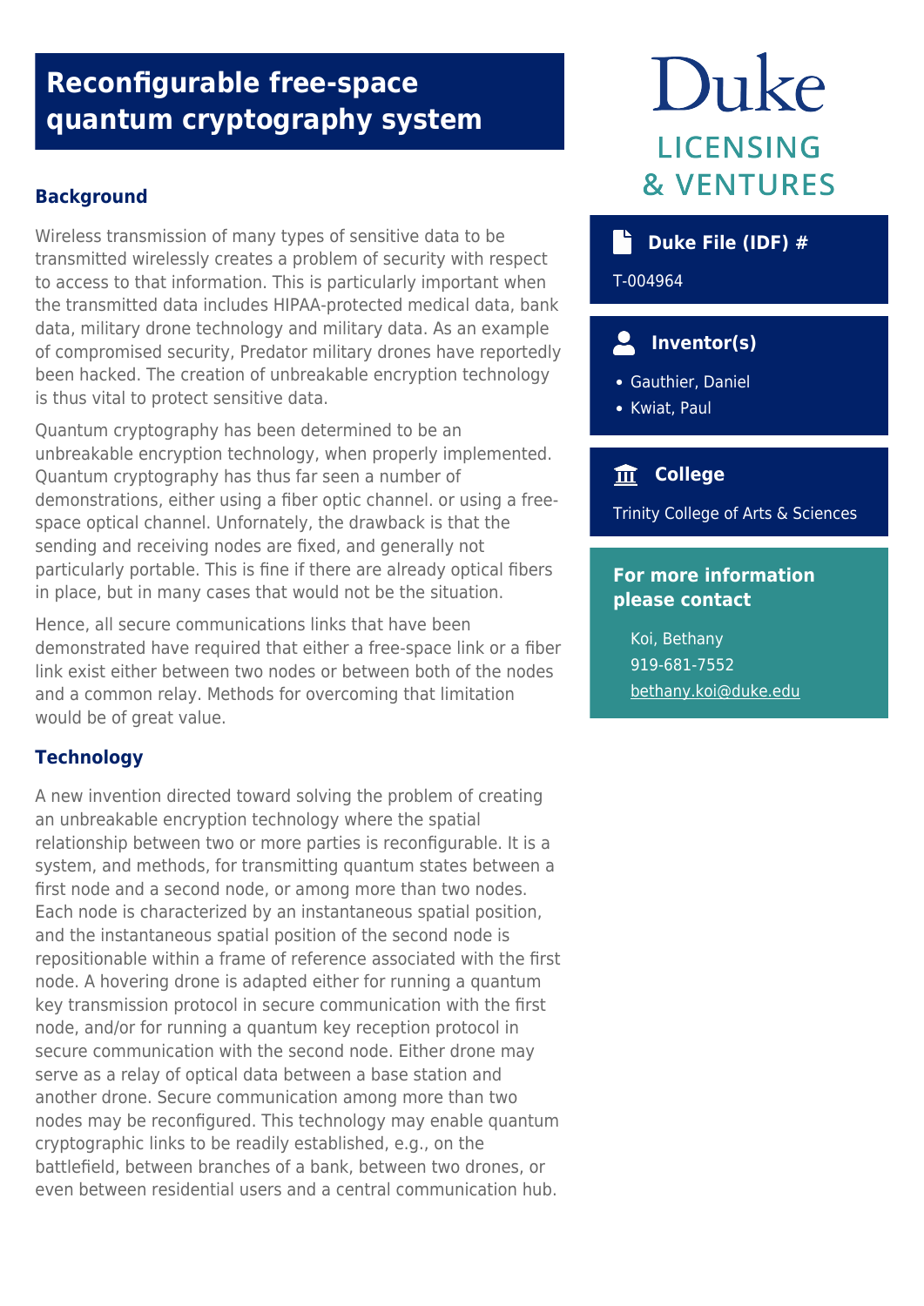# Reconfigurable free-space quantum cryptography system

Duke

LICENSING & VENTURES

## Background

Wireless transmission of many types of sensitive data to be transmitted wirelessly creates a problem of security with respect to access to that information. This is particularly important when the transmitted data includes HIPAA-protected medical data, bank data, military drone technology and military data. As an example of compromised security, Predator military drones have reportedly been hacked. The creation of unbreakable encryption technology is thus vital to protect sensitive data.

Quantum cryptography has been determined to be an unbreakable encryption technology, when properly implemented. Quantum cryptography has thus far seen a number of demonstrations, either using a fiber optic channel. or using a free-space optical channel. Unfornately, the drawback is that the sending and receiving nodes are fixed, and generally not particularly portable. This is fine if there are already optical fibers in place, but in many cases that would not be the situation.

Hence, all secure communications links that have been demonstrated have required that either a free-space link or a fiber link exist either between two nodes or between both of the nodes and a common relay. Methods for overcoming that limitation would be of great value.

## Technology

A new invention directed toward solving the problem of creating an unbreakable encryption technology where the spatial relationship between two or more parties is reconfigurable. It is a system, and methods, for transmitting quantum states between a first node and a second node, or among more than two nodes. Each node is characterized by an instantaneous spatial position, and the instantaneous spatial position of the second node is repositionable within a frame of reference associated with the first node. A hovering drone is adapted either for running a quantum key transmission protocol in secure communication with the first node, and/or for running a quantum key reception protocol in secure communication with the second node. Either drone may serve as a relay of optical data between a base station and another drone. Secure communication among more than two nodes may be reconfigured. This technology may enable quantum cryptographic links to be readily established, e.g., on the battlefield, between branches of a bank, between two drones, or even between residential users and a central communication hub.

### Duke File (IDF) #

T-004964

### Inventor(s)

- Gauthier, Daniel
- Kwiat, Paul

### College

Trinity College of Arts & Sciences

### For more information please contact

Koi, Bethany
919-681-7552
bethany.koi@duke.edu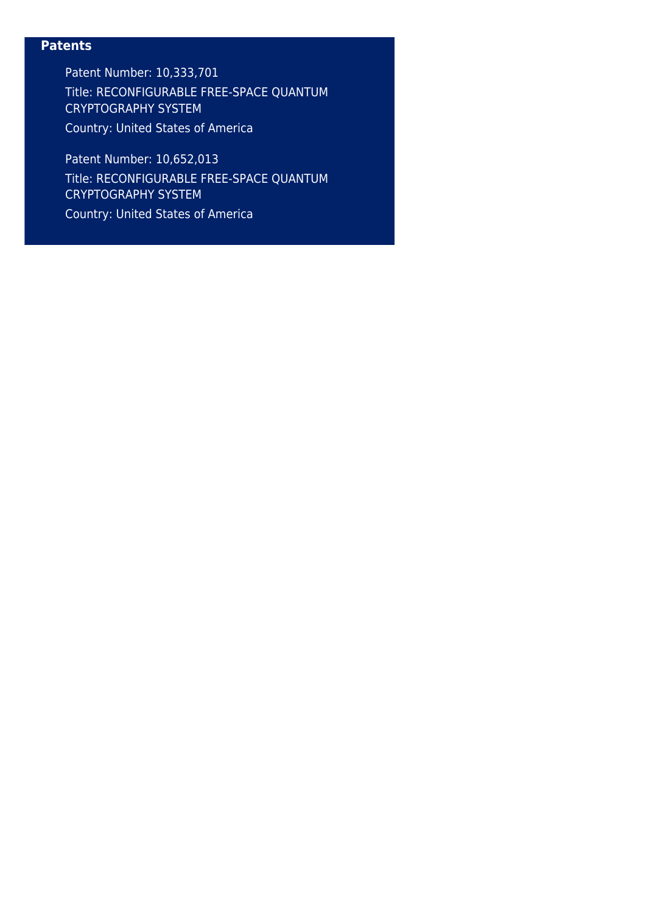## Patents

Patent Number: 10,333,701

Title: RECONFIGURABLE FREE-SPACE QUANTUM CRYPTOGRAPHY SYSTEM

Country: United States of America

Patent Number: 10,652,013

Title: RECONFIGURABLE FREE-SPACE QUANTUM CRYPTOGRAPHY SYSTEM

Country: United States of America